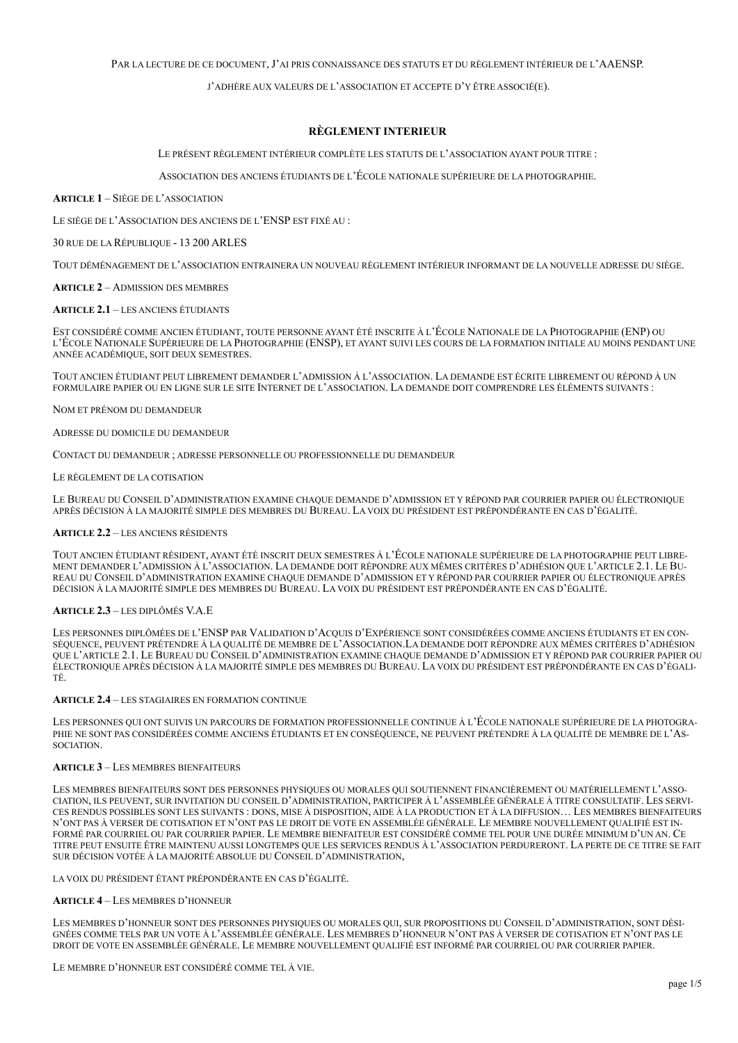Par la lecture de ce document, j'ai pris connaissance des statuts et du règlement intérieur de l'AAENSP.

j'adhère aux valeurs de l'association et accepte d'y être associé(e).

## RÈGLEMENT INTERIEUR

Le présent règlement intérieur complète les statuts de l'association ayant pour titre :

Association des anciens étudiants de l'École nationale supérieure de la photographie.

**Article 1** – Siège de l'association

Le siège de l'Association des anciens de l'ENSP est fixé au :

30 rue de la République - 13 200 ARLES

Tout déménagement de l'association entrainera un nouveau règlement intérieur informant de la nouvelle adresse du siège.

**Article 2** – Admission des membres

**Article 2.1** – les anciens étudiants

Est considéré comme ancien étudiant, toute personne ayant été inscrite à l'École Nationale de la Photographie (ENP) ou l'École Nationale Supérieure de la Photographie (ENSP), et ayant suivi les cours de la formation initiale au moins pendant une année académique, soit deux semestres.

Tout ancien étudiant peut librement demander l'admission à l'association. La demande est écrite librement ou répond à un formulaire papier ou en ligne sur le site Internet de l'association. La demande doit comprendre les éléments suivants :

Nom et prénom du demandeur

Adresse du domicile du demandeur

Contact du demandeur ; adresse personnelle ou professionnelle du demandeur

Le règlement de la cotisation

Le Bureau du Conseil d'administration examine chaque demande d'admission et y répond par courrier papier ou électronique après décision à la majorité simple des membres du Bureau. La voix du président est prépondérante en cas d'égalité.

**Article 2.2** – les anciens résidents

Tout ancien étudiant résident, ayant été inscrit deux semestres à l'École nationale supérieure de la photographie peut librement demander l'admission à l'association. La demande doit répondre aux mêmes critères d'adhésion que l'article 2.1. Le Bureau du Conseil d'administration examine chaque demande d'admission et y répond par courrier papier ou électronique après décision à la majorité simple des membres du Bureau. La voix du président est prépondérante en cas d'égalité.

**Article 2.3** – les diplômés V.A.E

Les personnes diplômées de l'ENSP par Validation d'Acquis d'Expérience sont considérées comme anciens étudiants et en conséquence, peuvent prétendre à la qualité de membre de l'Association.La demande doit répondre aux mêmes critères d'adhésion que l'article 2.1. Le Bureau du Conseil d'administration examine chaque demande d'admission et y répond par courrier papier ou électronique après décision à la majorité simple des membres du Bureau. La voix du président est prépondérante en cas d'égalité.

**Article 2.4** – les stagiaires en formation continue

Les personnes qui ont suivis un parcours de formation professionnelle continue à l'École nationale supérieure de la photographie ne sont pas considérées comme anciens étudiants et en conséquence, ne peuvent prétendre à la qualité de membre de l'Association.

**Article 3** – Les membres bienfaiteurs

Les membres bienfaiteurs sont des personnes physiques ou morales qui soutiennent financièrement ou matériellement l'association, ils peuvent, sur invitation du conseil d'administration, participer à l'assemblée générale à titre consultatif. Les services rendus possibles sont les suivants : dons, mise à disposition, aide à la production et à la diffusion… Les membres bienfaiteurs n'ont pas à verser de cotisation et n'ont pas le droit de vote en assemblée générale. Le membre nouvellement qualifié est informé par courriel ou par courrier papier. Le membre bienfaiteur est considéré comme tel pour une durée minimum d'un an. Ce titre peut ensuite être maintenu aussi longtemps que les services rendus à l'association perdureront. La perte de ce titre se fait sur décision votée à la majorité absolue du Conseil d'administration,

la voix du président étant prépondérante en cas d'égalité.

**Article 4** – Les membres d'honneur

Les membres d'honneur sont des personnes physiques ou morales qui, sur propositions du Conseil d'administration, sont désignées comme tels par un vote à l'assemblée générale. Les membres d'honneur n'ont pas à verser de cotisation et n'ont pas le droit de vote en assemblée générale. Le membre nouvellement qualifié est informé par courriel ou par courrier papier.

Le membre d'honneur est considéré comme tel à vie.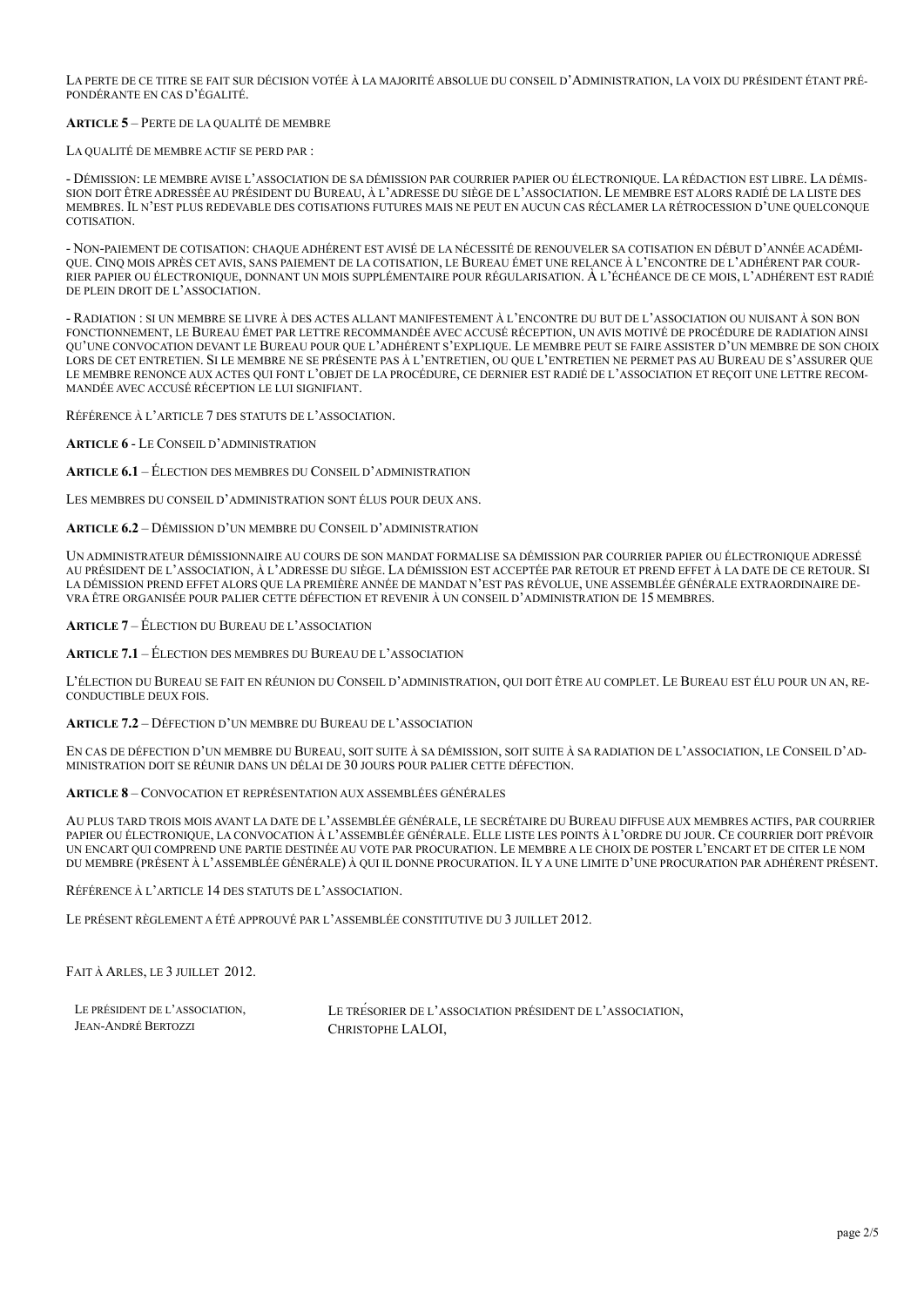La perte de ce titre se fait sur décision votée à la majorité absolue du conseil d'Administration, la voix du président étant prépondérante en cas d'égalité.

**Article 5** – Perte de la qualité de membre

La qualité de membre actif se perd par :

- Démission: le membre avise l'association de sa démission par courrier papier ou électronique. La rédaction est libre. La démission doit être adressée au président du Bureau, à l'adresse du siège de l'association. Le membre est alors radié de la liste des membres. Il n'est plus redevable des cotisations futures mais ne peut en aucun cas réclamer la rétrocession d'une quelconque cotisation.

- Non-paiement de cotisation: chaque adhérent est avisé de la nécessité de renouveler sa cotisation en début d'année académique. Cinq mois après cet avis, sans paiement de la cotisation, le Bureau émet une relance à l'encontre de l'adhérent par courrier papier ou électronique, donnant un mois supplémentaire pour régularisation. À l'échéance de ce mois, l'adhérent est radié de plein droit de l'association.

- Radiation : si un membre se livre à des actes allant manifestement à l'encontre du but de l'association ou nuisant à son bon fonctionnement, le Bureau émet par lettre recommandée avec accusé réception, un avis motivé de procédure de radiation ainsi qu'une convocation devant le Bureau pour que l'adhérent s'explique. Le membre peut se faire assister d'un membre de son choix lors de cet entretien. Si le membre ne se présente pas à l'entretien, ou que l'entretien ne permet pas au Bureau de s'assurer que le membre renonce aux actes qui font l'objet de la procédure, ce dernier est radié de l'association et reçoit une lettre recommandée avec accusé réception le lui signifiant.

Référence à l'article 7 des statuts de l'association.

**Article 6** - Le Conseil d'administration

**Article 6.1** – Élection des membres du Conseil d'administration

Les membres du conseil d'administration sont élus pour deux ans.

**Article 6.2** – Démission d'un membre du Conseil d'administration

Un administrateur démissionnaire au cours de son mandat formalise sa démission par courrier papier ou électronique adressé au président de l'association, à l'adresse du siège. La démission est acceptée par retour et prend effet à la date de ce retour. Si la démission prend effet alors que la première année de mandat n'est pas révolue, une assemblée générale extraordinaire devra être organisée pour palier cette défection et revenir à un conseil d'administration de 15 membres.

**Article 7** – Élection du Bureau de l'association

**Article 7.1** – Élection des membres du Bureau de l'association

L'élection du Bureau se fait en réunion du Conseil d'administration, qui doit être au complet. Le Bureau est élu pour un an, reconductible deux fois.

**Article 7.2** – Défection d'un membre du Bureau de l'association

En cas de défection d'un membre du Bureau, soit suite à sa démission, soit suite à sa radiation de l'association, le Conseil d'administration doit se réunir dans un délai de 30 jours pour palier cette défection.

**Article 8** – Convocation et représentation aux assemblées générales

Au plus tard trois mois avant la date de l'assemblée générale, le secrétaire du Bureau diffuse aux membres actifs, par courrier papier ou électronique, la convocation à l'assemblée générale. Elle liste les points à l'ordre du jour. Ce courrier doit prévoir un encart qui comprend une partie destinée au vote par procuration. Le membre a le choix de poster l'encart et de citer le nom du membre (présent à l'assemblée générale) à qui il donne procuration. Il y a une limite d'une procuration par adhérent présent.

Référence à l'article 14 des statuts de l'association.

Le présent règlement a été approuvé par l'assemblée constitutive du 3 juillet 2012.

Fait à Arles, le 3 juillet 2012.

Le président de l'association,
Jean-André Bertozzi

Le trésorier de l'association président de l'association,
Christophe LALOI,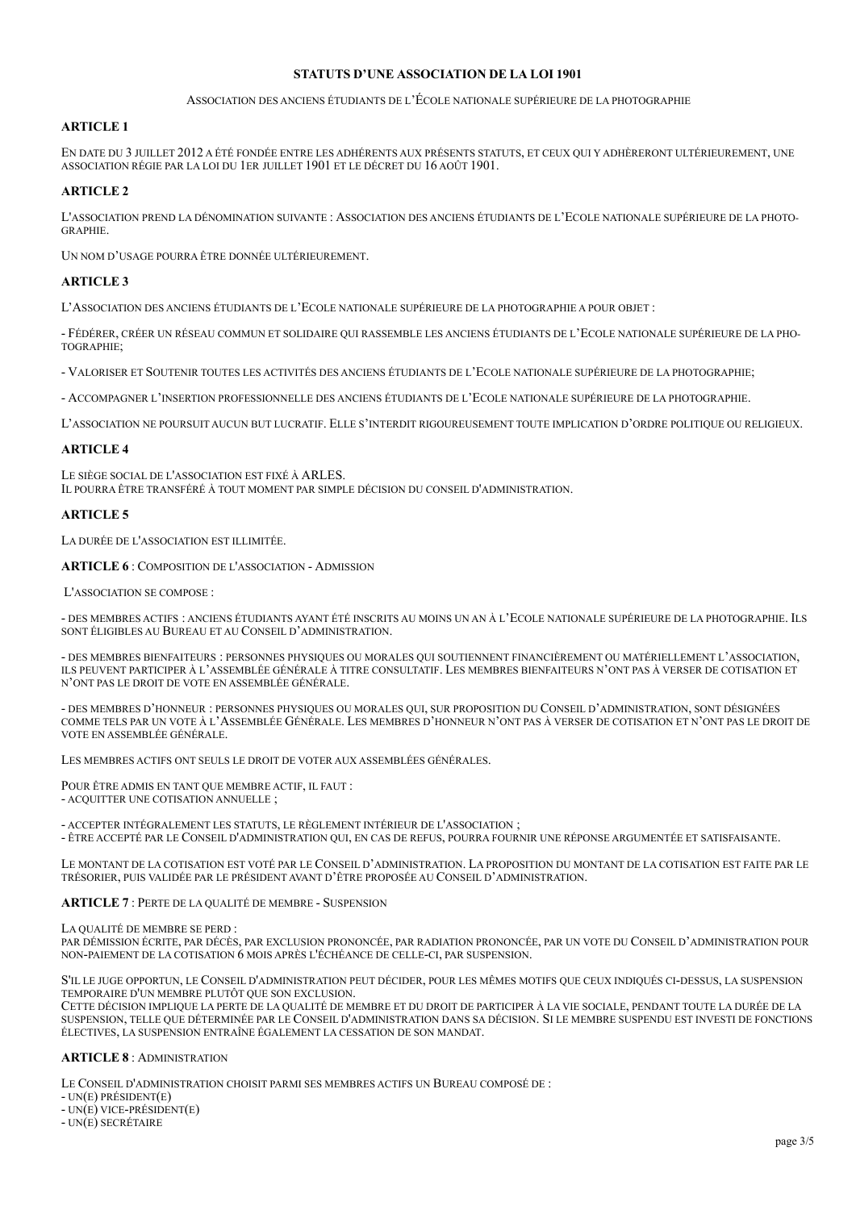# STATUTS D'UNE ASSOCIATION DE LA LOI 1901

Association des anciens étudiants de l'École nationale supérieure de la photographie

## ARTICLE 1

En date du 3 juillet 2012 a été fondée entre les adhérents aux présents statuts, et ceux qui y adhèreront ultérieurement, une association régie par la loi du 1er juillet 1901 et le décret du 16 août 1901.

## ARTICLE 2

L'association prend la dénomination suivante : Association des anciens étudiants de l'Ecole nationale supérieure de la photographie.

Un nom d'usage pourra être donnée ultérieurement.

## ARTICLE 3

L'Association des anciens étudiants de l'Ecole nationale supérieure de la photographie a pour objet :

- Fédérer, créer un réseau commun et solidaire qui rassemble les anciens étudiants de l'Ecole nationale supérieure de la photographie;

- Valoriser et Soutenir toutes les activités des anciens étudiants de l'Ecole nationale supérieure de la photographie;

- Accompagner l'insertion professionnelle des anciens étudiants de l'Ecole nationale supérieure de la photographie.

L'association ne poursuit aucun but lucratif. Elle s'interdit rigoureusement toute implication d'ordre politique ou religieux.

## ARTICLE 4

Le siège social de l'association est fixé à ARLES.
Il pourra être transféré à tout moment par simple décision du conseil d'administration.

## ARTICLE 5

La durée de l'association est illimitée.

## ARTICLE 6 : Composition de l'association - Admission

L'association se compose :

- des membres actifs : anciens étudiants ayant été inscrits au moins un an à l'Ecole nationale supérieure de la photographie. Ils sont éligibles au Bureau et au Conseil d'administration.

- des membres bienfaiteurs : personnes physiques ou morales qui soutiennent financièrement ou matériellement l'association, ils peuvent participer à l'assemblée générale à titre consultatif. Les membres bienfaiteurs n'ont pas à verser de cotisation et n'ont pas le droit de vote en assemblée générale.

- des membres d'honneur : personnes physiques ou morales qui, sur proposition du Conseil d'administration, sont désignées comme tels par un vote à l'Assemblée Générale. Les membres d'honneur n'ont pas à verser de cotisation et n'ont pas le droit de vote en assemblée générale.

Les membres actifs ont seuls le droit de voter aux assemblées générales.

Pour être admis en tant que membre actif, il faut :
- acquitter une cotisation annuelle ;

- accepter intégralement les statuts, le règlement intérieur de l'association ;
- être accepté par le Conseil d'administration qui, en cas de refus, pourra fournir une réponse argumentée et satisfaisante.

Le montant de la cotisation est voté par le Conseil d'administration. La proposition du montant de la cotisation est faite par le trésorier, puis validée par le président avant d'être proposée au Conseil d'administration.

## ARTICLE 7 : Perte de la qualité de membre - Suspension

La qualité de membre se perd :
par démission écrite, par décès, par exclusion prononcée, par radiation prononcée, par un vote du Conseil d'administration pour non-paiement de la cotisation 6 mois après l'échéance de celle-ci, par suspension.

S'il le juge opportun, le Conseil d'administration peut décider, pour les mêmes motifs que ceux indiqués ci-dessus, la suspension temporaire d'un membre plutôt que son exclusion.
Cette décision implique la perte de la qualité de membre et du droit de participer à la vie sociale, pendant toute la durée de la suspension, telle que déterminée par le Conseil d'administration dans sa décision. Si le membre suspendu est investi de fonctions électives, la suspension entraîne également la cessation de son mandat.

## ARTICLE 8 : Administration

Le Conseil d'administration choisit parmi ses membres actifs un Bureau composé de :
- un(e) président(e)
- un(e) vice-président(e)
- un(e) secrétaire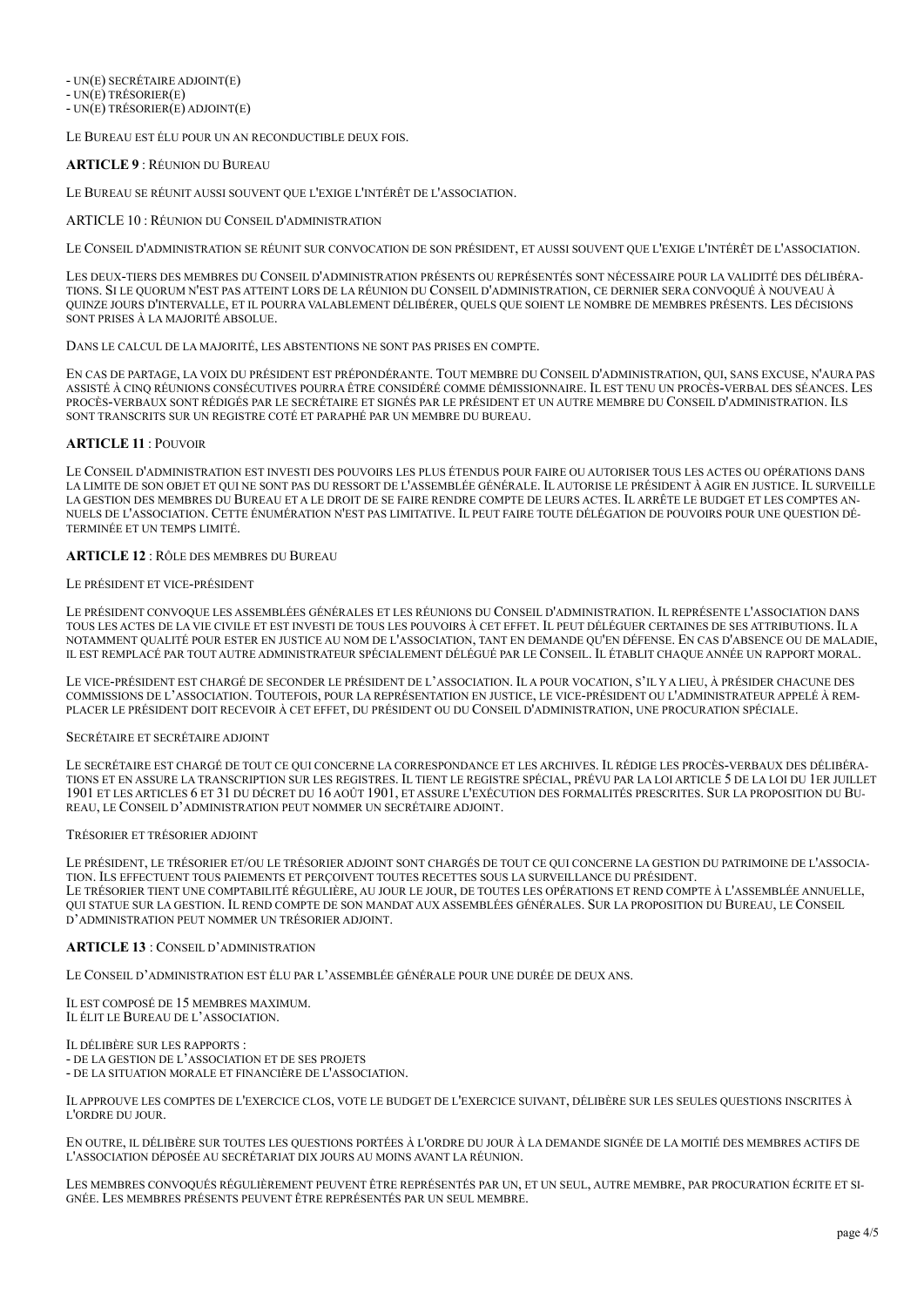- un(e) secrétaire adjoint(e)
- un(e) trésorier(e)
- un(e) trésorier(e) adjoint(e)

Le Bureau est élu pour un an reconductible deux fois.

**ARTICLE 9** : Réunion du Bureau

Le Bureau se réunit aussi souvent que l'exige l'intérêt de l'association.

ARTICLE 10 : Réunion du Conseil d'administration

Le Conseil d'administration se réunit sur convocation de son président, et aussi souvent que l'exige l'intérêt de l'association.

Les deux-tiers des membres du Conseil d'administration présents ou représentés sont nécessaire pour la validité des délibérations. Si le quorum n'est pas atteint lors de la réunion du Conseil d'administration, ce dernier sera convoqué à nouveau à quinze jours d'intervalle, et il pourra valablement délibérer, quels que soient le nombre de membres présents. Les décisions sont prises à la majorité absolue.

Dans le calcul de la majorité, les abstentions ne sont pas prises en compte.

En cas de partage, la voix du président est prépondérante. Tout membre du Conseil d'administration, qui, sans excuse, n'aura pas assisté à cinq réunions consécutives pourra être considéré comme démissionnaire. Il est tenu un procès-verbal des séances. Les procès-verbaux sont rédigés par le secrétaire et signés par le président et un autre membre du Conseil d'administration. Ils sont transcrits sur un registre coté et paraphé par un membre du bureau.

**ARTICLE 11** : Pouvoir

Le Conseil d'administration est investi des pouvoirs les plus étendus pour faire ou autoriser tous les actes ou opérations dans la limite de son objet et qui ne sont pas du ressort de l'assemblée générale. Il autorise le président à agir en justice. Il surveille la gestion des membres du Bureau et a le droit de se faire rendre compte de leurs actes. Il arrête le budget et les comptes annuels de l'association. Cette énumération n'est pas limitative. Il peut faire toute délégation de pouvoirs pour une question déterminée et un temps limité.

**ARTICLE 12** : Rôle des membres du Bureau

Le président et vice-président

Le président convoque les assemblées générales et les réunions du Conseil d'administration. Il représente l'association dans tous les actes de la vie civile et est investi de tous les pouvoirs à cet effet. Il peut déléguer certaines de ses attributions. Il a notamment qualité pour ester en justice au nom de l'association, tant en demande qu'en défense. En cas d'absence ou de maladie, il est remplacé par tout autre administrateur spécialement délégué par le Conseil. Il établit chaque année un rapport moral.

Le vice-président est chargé de seconder le président de l'association. Il a pour vocation, s'il y a lieu, à présider chacune des commissions de l'association. Toutefois, pour la représentation en justice, le vice-président ou l'administrateur appelé à remplacer le président doit recevoir à cet effet, du président ou du Conseil d'administration, une procuration spéciale.

Secrétaire et secrétaire adjoint

Le secrétaire est chargé de tout ce qui concerne la correspondance et les archives. Il rédige les procès-verbaux des délibérations et en assure la transcription sur les registres. Il tient le registre spécial, prévu par la loi article 5 de la loi du 1er juillet 1901 et les articles 6 et 31 du décret du 16 août 1901, et assure l'exécution des formalités prescrites. Sur la proposition du Bureau, le Conseil d'administration peut nommer un secrétaire adjoint.

Trésorier et trésorier adjoint

Le président, le trésorier et/ou le trésorier adjoint sont chargés de tout ce qui concerne la gestion du patrimoine de l'association. Ils effectuent tous paiements et perçoivent toutes recettes sous la surveillance du président.
Le trésorier tient une comptabilité régulière, au jour le jour, de toutes les opérations et rend compte à l'assemblée annuelle, qui statue sur la gestion. Il rend compte de son mandat aux assemblées générales. Sur la proposition du Bureau, le Conseil d'administration peut nommer un trésorier adjoint.

**ARTICLE 13** : Conseil d'administration

Le Conseil d'administration est élu par l'assemblée générale pour une durée de deux ans.

Il est composé de 15 membres maximum.
Il élit le Bureau de l'association.

Il délibère sur les rapports :
- de la gestion de l'association et de ses projets
- de la situation morale et financière de l'association.

Il approuve les comptes de l'exercice clos, vote le budget de l'exercice suivant, délibère sur les seules questions inscrites à l'ordre du jour.

En outre, il délibère sur toutes les questions portées à l'ordre du jour à la demande signée de la moitié des membres actifs de l'association déposée au secrétariat dix jours au moins avant la réunion.

Les membres convoqués régulièrement peuvent être représentés par un, et un seul, autre membre, par procuration écrite et signée. Les membres présents peuvent être représentés par un seul membre.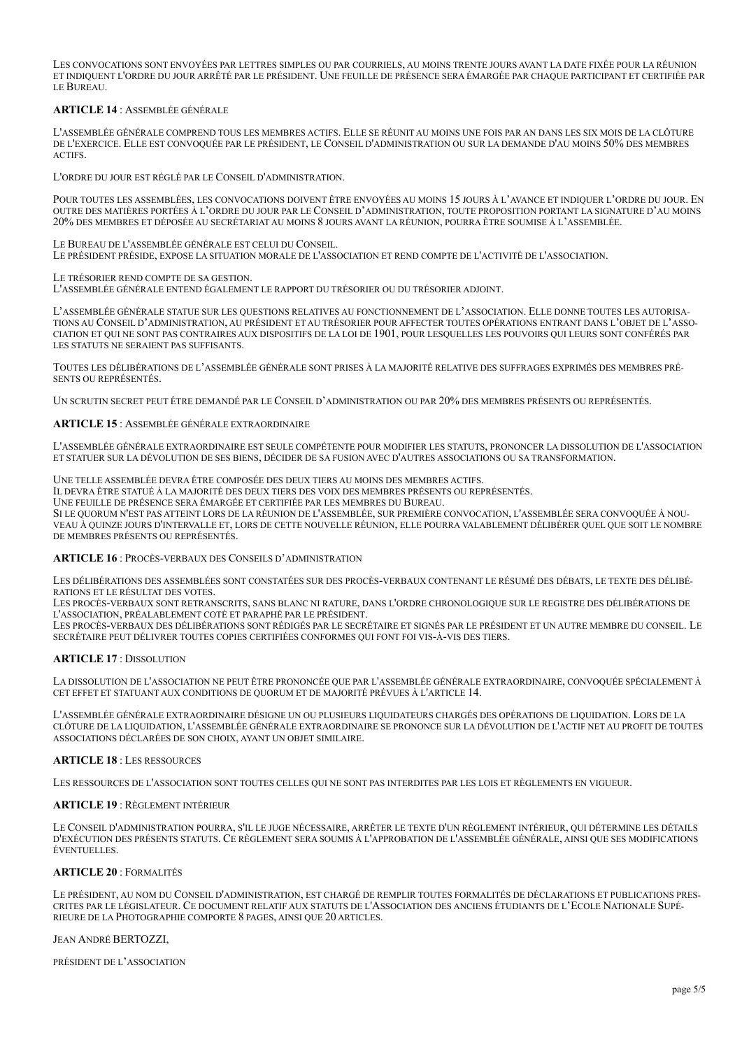Les convocations sont envoyées par lettres simples ou par courriels, au moins trente jours avant la date fixée pour la réunion et indiquent l'ordre du jour arrêté par le président. Une feuille de présence sera émargée par chaque participant et certifiée par le Bureau.

**ARTICLE 14** : Assemblée générale

L'assemblée générale comprend tous les membres actifs. Elle se réunit au moins une fois par an dans les six mois de la clôture de l'exercice. Elle est convoquée par le président, le Conseil d'administration ou sur la demande d'au moins 50% des membres actifs.

L'ordre du jour est réglé par le Conseil d'administration.

Pour toutes les assemblées, les convocations doivent être envoyées au moins 15 jours à l'avance et indiquer l'ordre du jour. En outre des matières portées à l'ordre du jour par le Conseil d'administration, toute proposition portant la signature d'au moins 20% des membres et déposée au secrétariat au moins 8 jours avant la réunion, pourra être soumise à l'assemblée.

Le Bureau de l'assemblée générale est celui du Conseil.
Le président préside, expose la situation morale de l'association et rend compte de l'activité de l'association.

Le trésorier rend compte de sa gestion.
L'assemblée générale entend également le rapport du trésorier ou du trésorier adjoint.

L'assemblée générale statue sur les questions relatives au fonctionnement de l'association. Elle donne toutes les autorisations au Conseil d'administration, au président et au trésorier pour affecter toutes opérations entrant dans l'objet de l'association et qui ne sont pas contraires aux dispositifs de la loi de 1901, pour lesquelles les pouvoirs qui leurs sont conférés par les statuts ne seraient pas suffisants.

Toutes les délibérations de l'assemblée générale sont prises à la majorité relative des suffrages exprimés des membres présents ou représentés.

Un scrutin secret peut être demandé par le Conseil d'administration ou par 20% des membres présents ou représentés.

**ARTICLE 15** : Assemblée générale extraordinaire

L'assemblée générale extraordinaire est seule compétente pour modifier les statuts, prononcer la dissolution de l'association et statuer sur la dévolution de ses biens, décider de sa fusion avec d'autres associations ou sa transformation.

Une telle assemblée devra être composée des deux tiers au moins des membres actifs.
Il devra être statué à la majorité des deux tiers des voix des membres présents ou représentés.
Une feuille de présence sera émargée et certifiée par les membres du Bureau.
Si le quorum n'est pas atteint lors de la réunion de l'assemblée, sur première convocation, l'assemblée sera convoquée à nouveau à quinze jours d'intervalle et, lors de cette nouvelle réunion, elle pourra valablement délibérer quel que soit le nombre de membres présents ou représentés.

**ARTICLE 16** : Procès-verbaux des Conseils d'administration

Les délibérations des assemblées sont constatées sur des procès-verbaux contenant le résumé des débats, le texte des délibérations et le résultat des votes.
Les procès-verbaux sont retranscrits, sans blanc ni rature, dans l'ordre chronologique sur le registre des délibérations de l'association, préalablement coté et paraphé par le président.
Les procès-verbaux des délibérations sont rédigés par le secrétaire et signés par le président et un autre membre du conseil. Le secrétaire peut délivrer toutes copies certifiées conformes qui font foi vis-à-vis des tiers.

**ARTICLE 17** : Dissolution

La dissolution de l'association ne peut être prononcée que par l'assemblée générale extraordinaire, convoquée spécialement à cet effet et statuant aux conditions de quorum et de majorité prévues à l'article 14.

L'assemblée générale extraordinaire désigne un ou plusieurs liquidateurs chargés des opérations de liquidation. Lors de la clôture de la liquidation, l'assemblée générale extraordinaire se prononce sur la dévolution de l'actif net au profit de toutes associations déclarées de son choix, ayant un objet similaire.

**ARTICLE 18** : Les ressources

Les ressources de l'association sont toutes celles qui ne sont pas interdites par les lois et règlements en vigueur.

**ARTICLE 19** : Règlement intérieur

Le Conseil d'administration pourra, s'il le juge nécessaire, arrêter le texte d'un règlement intérieur, qui détermine les détails d'exécution des présents statuts. Ce règlement sera soumis à l'approbation de l'assemblée générale, ainsi que ses modifications éventuelles.

**ARTICLE 20** : Formalités

Le président, au nom du Conseil d'administration, est chargé de remplir toutes formalités de déclarations et publications prescrites par le législateur. Ce document relatif aux statuts de l'Association des anciens étudiants de l'Ecole Nationale Supérieure de la Photographie comporte 8 pages, ainsi que 20 articles.

Jean André BERTOZZI,

président de l'association